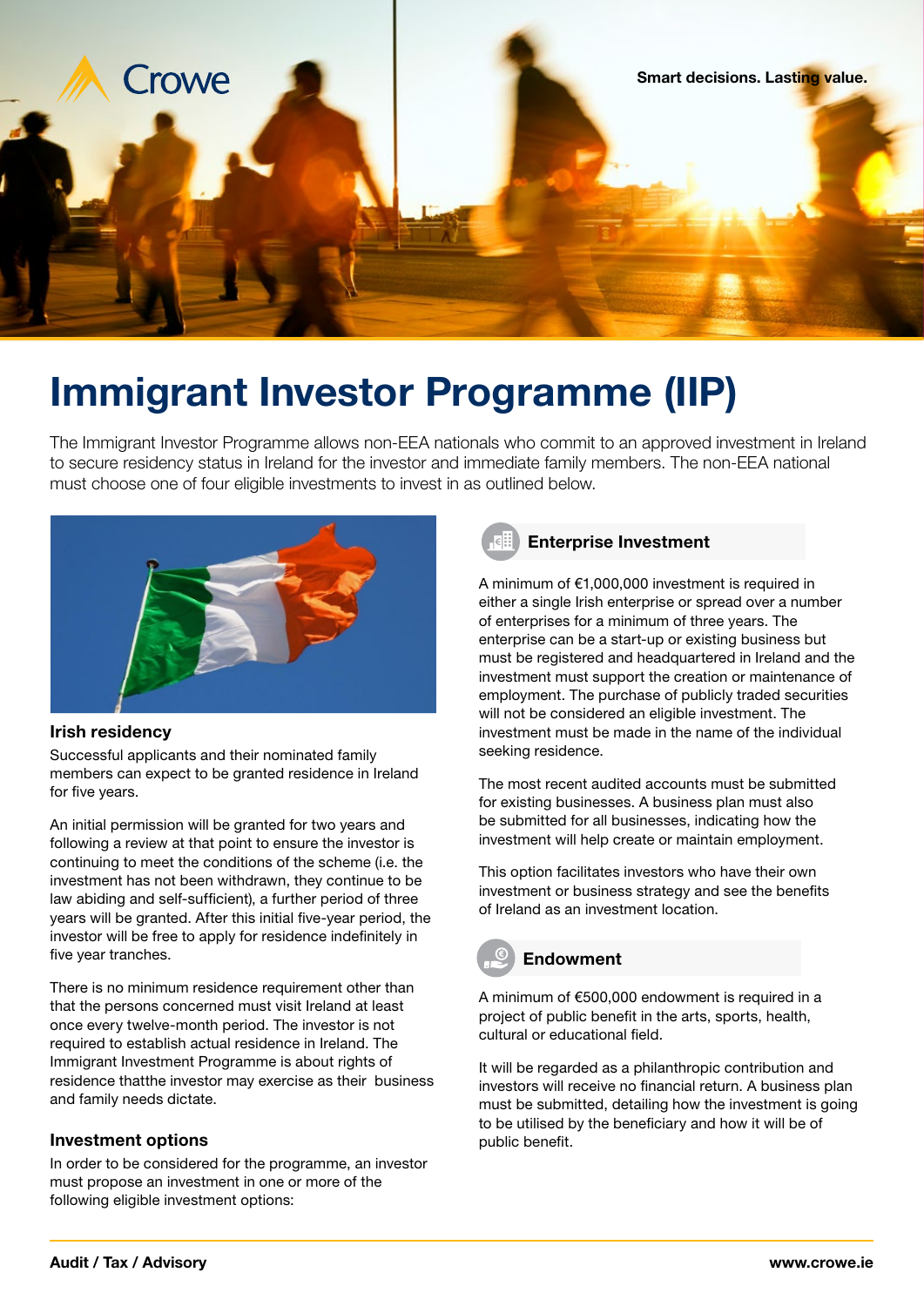Smart decisions. Lasting value.

# Immigrant Investor Programme (IIP)

The Immigrant Investor Programme allows non-EEA nationals who commit to an approved investment in Ireland to secure residency status in Ireland for the investor and immediate family members. The non-EEA national must choose one of four eligible investments to invest in as outlined below.

## Irish residency

Successful applicants and their nominated family members can expect to be granted residence in Ireland for five years.

An initial permission will be granted for two years and following a review at that point to ensure the investor is continuing to meet the conditions of the scheme (i.e. the investment has not been withdrawn, they continue to be law abiding and self-sufficient), a further period of three years will be granted. After this initial five-year period, the investor will be free to apply for residence indefinitely in five year tranches.

There is no minimum residence requirement other than that the persons concerned must visit Ireland at least once every twelve-month period. The investor is not required to establish actual residence in Ireland. The Immigrant Investment Programme is about rights of residence thatthe investor may exercise as their business and family needs dictate.

## Investment options

In order to be considered for the programme, an investor must propose an investment in one or more of the following eligible investment options:

### Enterprise Investment

A minimum of €1,000,000 investment is required in either a single Irish enterprise or spread over a number of enterprises for a minimum of three years. The enterprise can be a start-up or existing business but must be registered and headquartered in Ireland and the investment must support the creation or maintenance of employment. The purchase of publicly traded securities will not be considered an eligible investment. The investment must be made in the name of the individual seeking residence.

The most recent audited accounts must be submitted for existing businesses. A business plan must also be submitted for all businesses, indicating how the investment will help create or maintain employment.

This option facilitates investors who have their own investment or business strategy and see the benefits of Ireland as an investment location.

### Endowment

A minimum of €500,000 endowment is required in a project of public benefit in the arts, sports, health, cultural or educational field.

It will be regarded as a philanthropic contribution and investors will receive no financial return. A business plan must be submitted, detailing how the investment is going to be utilised by the beneficiary and how it will be of public benefit.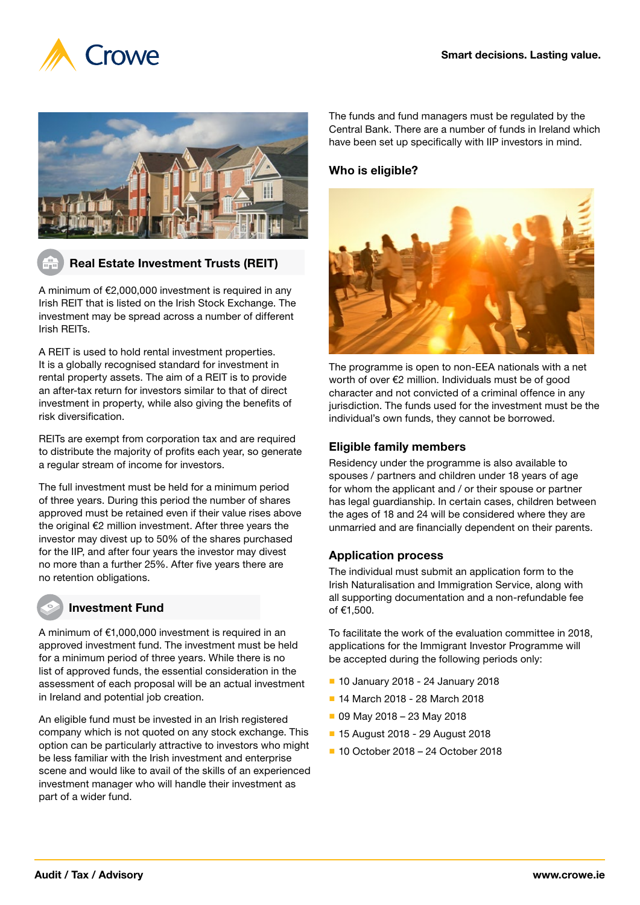## Real Estate Investment Trusts (REIT)

A minimum of €2,000,000 investment is required in any Irish REIT that is listed on the Irish Stock Exchange. The investment may be spread across a number of different Irish REITs.

A REIT is used to hold rental investment properties. It is a globally recognised standard for investment in rental property assets. The aim of a REIT is to provide an after-tax return for investors similar to that of direct investment in property, while also giving the benefits of risk diversification.

REITs are exempt from corporation tax and are required to distribute the majority of profits each year, so generate a regular stream of income for investors.

The full investment must be held for a minimum period of three years. During this period the number of shares approved must be retained even if their value rises above the original €2 million investment. After three years the investor may divest up to 50% of the shares purchased for the IIP, and after four years the investor may divest no more than a further 25%. After five years there are no retention obligations.

## Investment Fund

A minimum of €1,000,000 investment is required in an approved investment fund. The investment must be held for a minimum period of three years. While there is no list of approved funds, the essential consideration in the assessment of each proposal will be an actual investment in Ireland and potential job creation.

An eligible fund must be invested in an Irish registered company which is not quoted on any stock exchange. This option can be particularly attractive to investors who might be less familiar with the Irish investment and enterprise scene and would like to avail of the skills of an experienced investment manager who will handle their investment as part of a wider fund.

The funds and fund managers must be regulated by the Central Bank. There are a number of funds in Ireland which have been set up specifically with IIP investors in mind.

## Who is eligible?

The programme is open to non-EEA nationals with a net worth of over €2 million. Individuals must be of good character and not convicted of a criminal offence in any jurisdiction. The funds used for the investment must be the individual's own funds, they cannot be borrowed.

## Eligible family members

Residency under the programme is also available to spouses / partners and children under 18 years of age for whom the applicant and / or their spouse or partner has legal guardianship. In certain cases, children between the ages of 18 and 24 will be considered where they are unmarried and are financially dependent on their parents.

## Application process

The individual must submit an application form to the Irish Naturalisation and Immigration Service, along with all supporting documentation and a non-refundable fee of €1,500.

To facilitate the work of the evaluation committee in 2018, applications for the Immigrant Investor Programme will be accepted during the following periods only:

- 10 January 2018 - 24 January 2018
- 14 March 2018 - 28 March 2018
- 09 May 2018 – 23 May 2018
- 15 August 2018 - 29 August 2018
- 10 October 2018 – 24 October 2018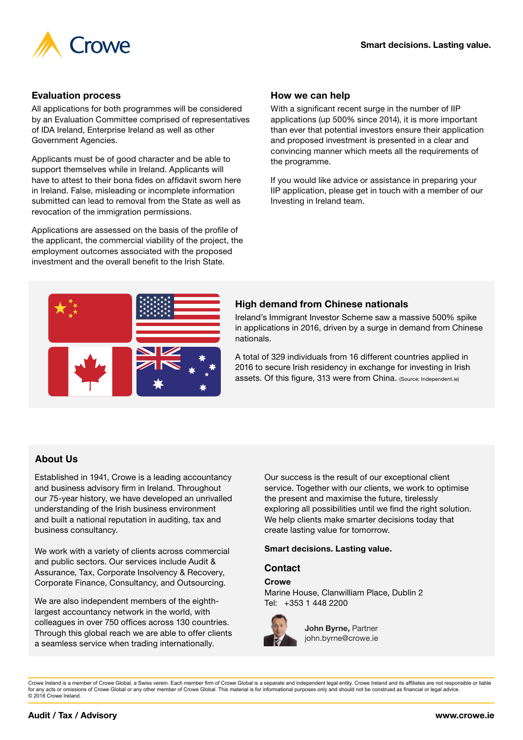## Evaluation process

All applications for both programmes will be considered by an Evaluation Committee comprised of representatives of IDA Ireland, Enterprise Ireland as well as other Government Agencies.

Applicants must be of good character and be able to support themselves while in Ireland. Applicants will have to attest to their bona fides on affidavit sworn here in Ireland. False, misleading or incomplete information submitted can lead to removal from the State as well as revocation of the immigration permissions.

Applications are assessed on the basis of the profile of the applicant, the commercial viability of the project, the employment outcomes associated with the proposed investment and the overall benefit to the Irish State.

## How we can help

With a significant recent surge in the number of IIP applications (up 500% since 2014), it is more important than ever that potential investors ensure their application and proposed investment is presented in a clear and convincing manner which meets all the requirements of the programme.

If you would like advice or assistance in preparing your IIP application, please get in touch with a member of our Investing in Ireland team.

## High demand from Chinese nationals

Ireland's Immigrant Investor Scheme saw a massive 500% spike in applications in 2016, driven by a surge in demand from Chinese nationals.

A total of 329 individuals from 16 different countries applied in 2016 to secure Irish residency in exchange for investing in Irish assets. Of this figure, 313 were from China. (Source: Independent.ie)

## About Us

Established in 1941, Crowe is a leading accountancy and business advisory firm in Ireland. Throughout our 75-year history, we have developed an unrivalled understanding of the Irish business environment and built a national reputation in auditing, tax and business consultancy.

We work with a variety of clients across commercial and public sectors. Our services include Audit & Assurance, Tax, Corporate Insolvency & Recovery, Corporate Finance, Consultancy, and Outsourcing.

We are also independent members of the eighth-largest accountancy network in the world, with colleagues in over 750 offices across 130 countries. Through this global reach we are able to offer clients a seamless service when trading internationally.

Our success is the result of our exceptional client service. Together with our clients, we work to optimise the present and maximise the future, tirelessly exploring all possibilities until we find the right solution. We help clients make smarter decisions today that create lasting value for tomorrow.

**Smart decisions. Lasting value.**

## Contact

**Crowe**
Marine House, Clanwilliam Place, Dublin 2
Tel: +353 1 448 2200

**John Byrne,** Partner
john.byrne@crowe.ie

Crowe Ireland is a member of Crowe Global, a Swiss verein. Each member firm of Crowe Global is a separate and independent legal entity. Crowe Ireland and its affiliates are not responsible or liable for any acts or omissions of Crowe Global or any other member of Crowe Global. This material is for informational purposes only and should not be construed as financial or legal advice.
© 2018 Crowe Ireland.

**Audit / Tax / Advisory** **www.crowe.ie**